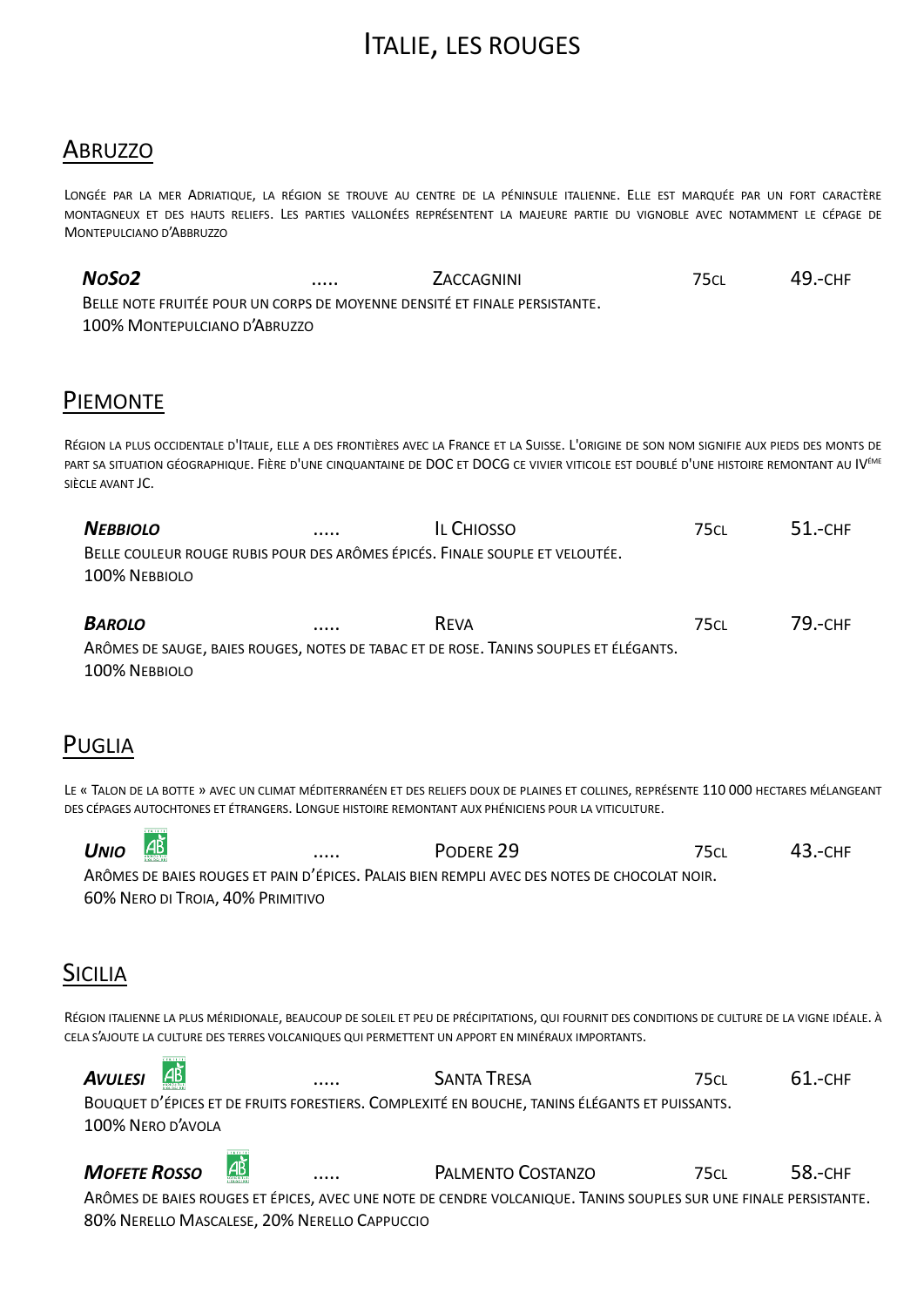# Italie, les rouges

## Abruzzo

Longée par la mer Adriatique, la région se trouve au centre de la péninsule italienne. Elle est marquée par un fort caractère montagneux et des hauts reliefs. Les parties vallonées représentent la majeure partie du vignoble avec notamment le cépage de Montepulciano d'Abbruzzo

***NoSo2*** ..... Zaccagnini 75cl 49.-CHF

Belle note fruitée pour un corps de moyenne densité et finale persistante.

100% Montepulciano d'Abruzzo

## Piemonte

Région la plus occidentale d'Italie, elle a des frontières avec la France et la Suisse. L'origine de son nom signifie aux pieds des monts de part sa situation géographique. Fière d'une cinquantaine de DOC et DOCG ce vivier viticole est doublé d'une histoire remontant au IVème siècle avant JC.

***Nebbiolo*** ..... Il Chiosso 75cl 51.-CHF

Belle couleur rouge rubis pour des arômes épicés. Finale souple et veloutée.

100% Nebbiolo

***Barolo*** ..... Reva 75cl 79.-CHF

Arômes de sauge, baies rouges, notes de tabac et de rose. Tanins souples et élégants.

100% Nebbiolo

## Puglia

Le « Talon de la botte » avec un climat méditerranéen et des reliefs doux de plaines et collines, représente 110 000 hectares mélangeant des cépages autochtones et étrangers. Longue histoire remontant aux phéniciens pour la viticulture.

***Unio*** (AB) ..... Podere 29 75cl 43.-CHF

Arômes de baies rouges et pain d'épices. Palais bien rempli avec des notes de chocolat noir.

60% Nero di Troia, 40% Primitivo

## Sicilia

Région italienne la plus méridionale, beaucoup de soleil et peu de précipitations, qui fournit des conditions de culture de la vigne idéale. À cela s'ajoute la culture des terres volcaniques qui permettent un apport en minéraux importants.

***Avulesi*** (AB) ..... Santa Tresa 75cl 61.-CHF

Bouquet d'épices et de fruits forestiers. Complexité en bouche, tanins élégants et puissants.

100% Nero d'Avola

***Mofete Rosso*** (AB) ..... Palmento Costanzo 75cl 58.-CHF

Arômes de baies rouges et épices, avec une note de cendre volcanique. Tanins souples sur une finale persistante.

80% Nerello Mascalese, 20% Nerello Cappuccio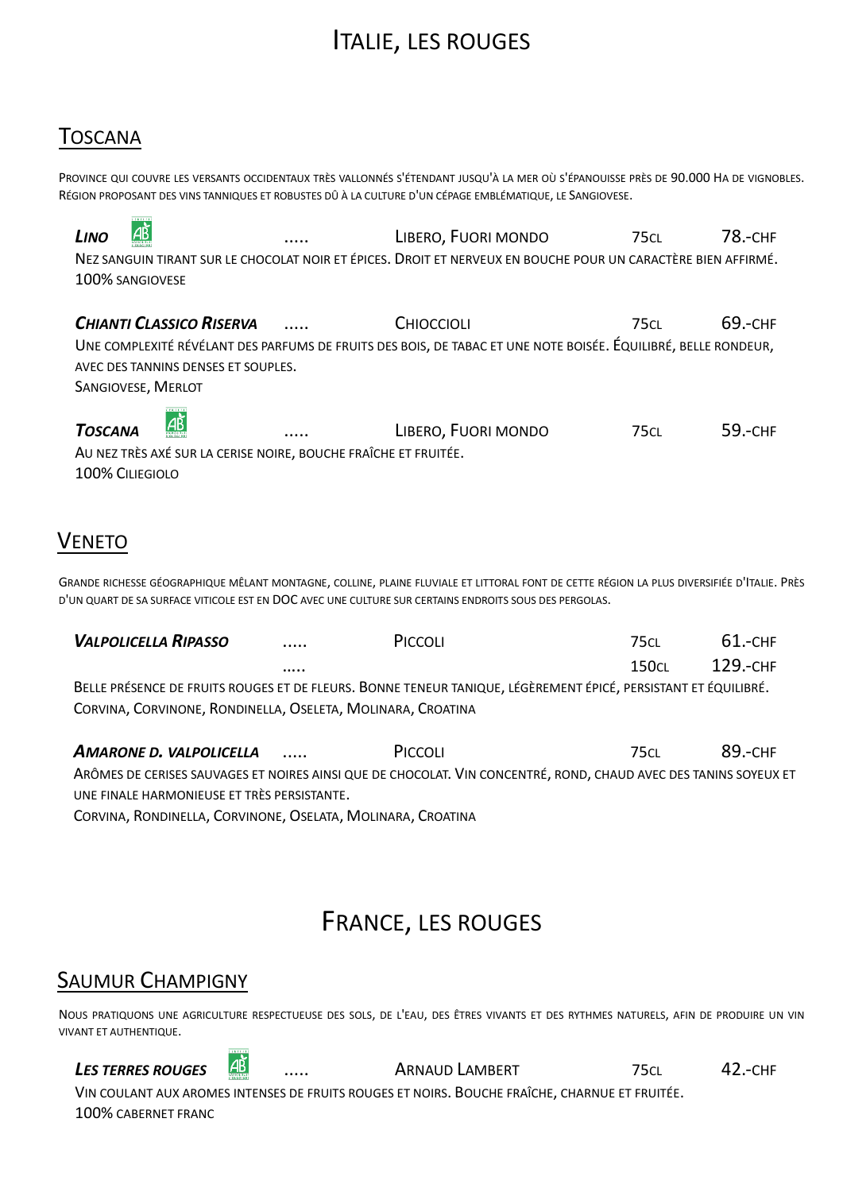# Italie, les rouges

## Toscana

Province qui couvre les versants occidentaux très vallonnés s'étendant jusqu'à la mer où s'épanouisse près de 90.000 ha de vignobles. Région proposant des vins tanniques et robustes dû à la culture d'un cépage emblématique, le Sangiovese.

***Lino*** ..... Libero, Fuori Mondo — 75cl — 78.-CHF

Nez sanguin tirant sur le chocolat noir et épices. Droit et nerveux en bouche pour un caractère bien affirmé.
100% Sangiovese

***Chianti Classico Riserva*** ..... Chioccioli — 75cl — 69.-CHF

Une complexité révélant des parfums de fruits des bois, de tabac et une note boisée. Équilibré, belle rondeur, avec des tannins denses et souples.
Sangiovese, Merlot

***Toscana*** ..... Libero, Fuori Mondo — 75cl — 59.-CHF

Au nez très axé sur la cerise noire, bouche fraîche et fruitée.
100% Ciliegiolo

## Veneto

Grande richesse géographique mêlant montagne, colline, plaine fluviale et littoral font de cette région la plus diversifiée d'Italie. Près d'un quart de sa surface viticole est en DOC avec une culture sur certains endroits sous des pergolas.

***Valpolicella Ripasso*** ..... Piccoli — 75cl — 61.-CHF
..... 150cl — 129.-CHF

Belle présence de fruits rouges et de fleurs. Bonne teneur tanique, légèrement épicé, persistant et équilibré.
Corvina, Corvinone, Rondinella, Oseleta, Molinara, Croatina

***Amarone d. Valpolicella*** ..... Piccoli — 75cl — 89.-CHF

Arômes de cerises sauvages et noires ainsi que de chocolat. Vin concentré, rond, chaud avec des tanins soyeux et une finale harmonieuse et très persistante.
Corvina, Rondinella, Corvinone, Oselata, Molinara, Croatina

# France, les rouges

## Saumur Champigny

Nous pratiquons une agriculture respectueuse des sols, de l'eau, des êtres vivants et des rythmes naturels, afin de produire un vin vivant et authentique.

***Les Terres Rouges*** ..... Arnaud Lambert — 75cl — 42.-CHF

Vin coulant aux aromes intenses de fruits rouges et noirs. Bouche fraîche, charnue et fruitée.
100% Cabernet Franc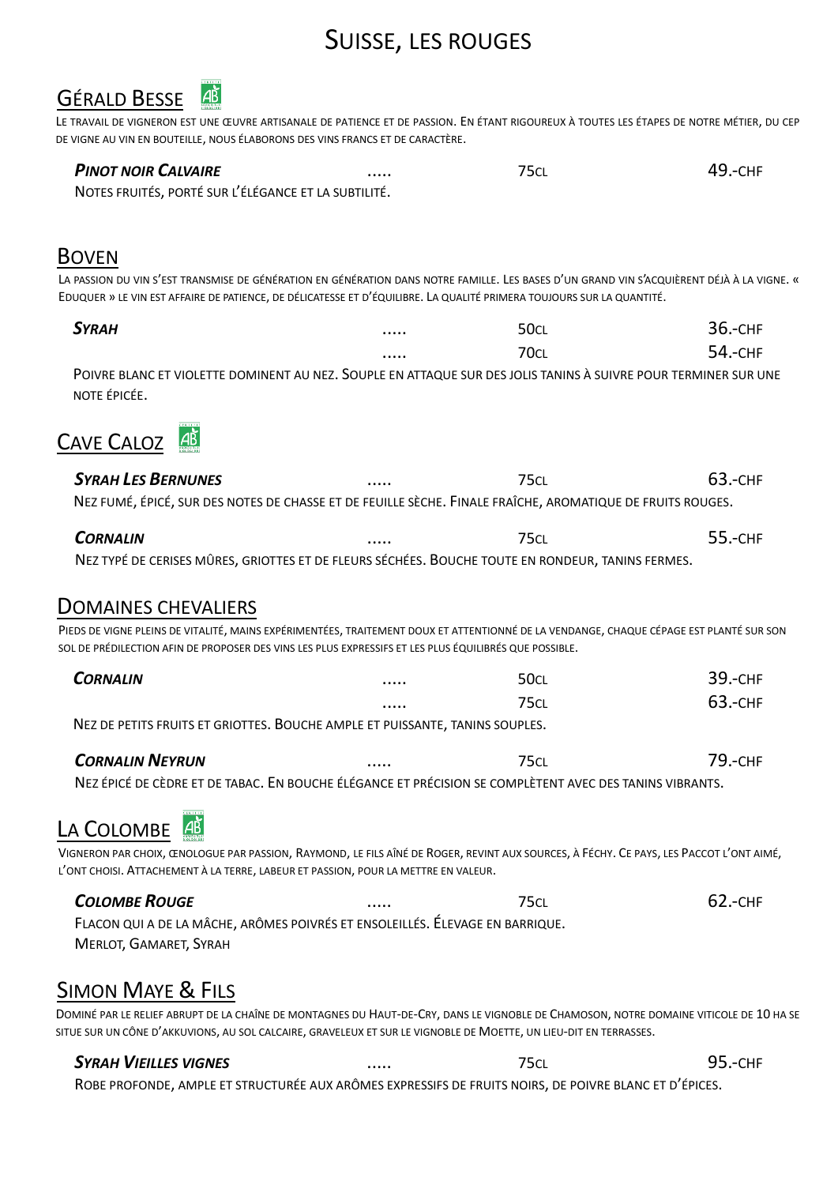# Suisse, les rouges

## Gérald Besse

Le travail de vigneron est une œuvre artisanale de patience et de passion. En étant rigoureux à toutes les étapes de notre métier, du cep de vigne au vin en bouteille, nous élaborons des vins francs et de caractère.

***Pinot Noir Calvaire*** ..... 75cl 49.-CHF

Notes fruités, porté sur l'élégance et la subtilité.

## Boven

La passion du vin s'est transmise de génération en génération dans notre famille. Les bases d'un grand vin s'acquièrent déjà à la vigne. « Eduquer » le vin est affaire de patience, de délicatesse et d'équilibre. La qualité primera toujours sur la quantité.

***Syrah*** ..... 50cl 36.-CHF
..... 70cl 54.-CHF

Poivre blanc et violette dominent au nez. Souple en attaque sur des jolis tanins à suivre pour terminer sur une note épicée.

## Cave Caloz

***Syrah Les Bernunes*** ..... 75cl 63.-CHF

Nez fumé, épicé, sur des notes de chasse et de feuille sèche. Finale fraîche, aromatique de fruits rouges.

***Cornalin*** ..... 75cl 55.-CHF

Nez typé de cerises mûres, griottes et de fleurs séchées. Bouche toute en rondeur, tanins fermes.

## Domaines Chevaliers

Pieds de vigne pleins de vitalité, mains expérimentées, traitement doux et attentionné de la vendange, chaque cépage est planté sur son sol de prédilection afin de proposer des vins les plus expressifs et les plus équilibrés que possible.

***Cornalin*** ..... 50cl 39.-CHF
..... 75cl 63.-CHF

Nez de petits fruits et griottes. Bouche ample et puissante, tanins souples.

***Cornalin Neyrun*** ..... 75cl 79.-CHF

Nez épicé de cèdre et de tabac. En bouche élégance et précision se complètent avec des tanins vibrants.

## La Colombe

Vigneron par choix, œnologue par passion, Raymond, le fils aîné de Roger, revint aux sources, à Féchy. Ce pays, les Paccot l'ont aimé, l'ont choisi. Attachement à la terre, labeur et passion, pour la mettre en valeur.

***Colombe Rouge*** ..... 75cl 62.-CHF

Flacon qui a de la mâche, arômes poivrés et ensoleillés. Élevage en barrique.
Merlot, Gamaret, Syrah

## Simon Maye & Fils

Dominé par le relief abrupt de la chaîne de montagnes du Haut-de-Cry, dans le vignoble de Chamoson, notre domaine viticole de 10 ha se situe sur un cône d'akkuvions, au sol calcaire, graveleux et sur le vignoble de Moette, un lieu-dit en terrasses.

***Syrah Vieilles Vignes*** ..... 75cl 95.-CHF

Robe profonde, ample et structurée aux arômes expressifs de fruits noirs, de poivre blanc et d'épices.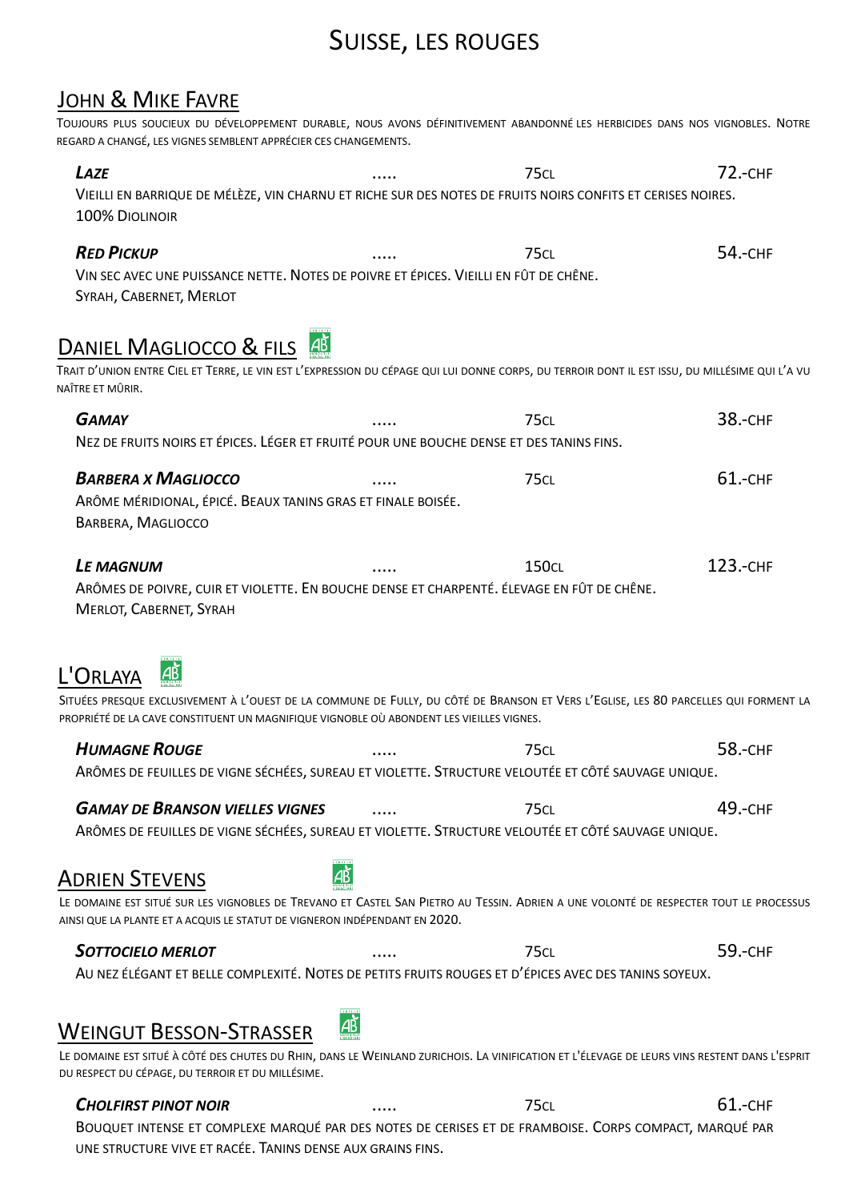# Suisse, les rouges

## John & Mike Favre

Toujours plus soucieux du développement durable, nous avons définitivement abandonné les herbicides dans nos vignobles. Notre regard a changé, les vignes semblent apprécier ces changements.

***Laze*** ..... 75cl 72.-CHF

Vieilli en barrique de mélèze, vin charnu et riche sur des notes de fruits noirs confits et cerises noires.
100% Diolinoir

***Red Pickup*** ..... 75cl 54.-CHF

Vin sec avec une puissance nette. Notes de poivre et épices. Vieilli en fût de chêne.
Syrah, Cabernet, Merlot

## Daniel Magliocco & Fils

Trait d'union entre Ciel et Terre, le vin est l'expression du cépage qui lui donne corps, du terroir dont il est issu, du millésime qui l'a vu naître et mûrir.

***Gamay*** ..... 75cl 38.-CHF

Nez de fruits noirs et épices. Léger et fruité pour une bouche dense et des tanins fins.

***Barbera x Magliocco*** ..... 75cl 61.-CHF

Arôme méridional, épicé. Beaux tanins gras et finale boisée.
Barbera, Magliocco

***Le Magnum*** ..... 150cl 123.-CHF

Arômes de poivre, cuir et violette. En bouche dense et charpenté. Élevage en fût de chêne.
Merlot, Cabernet, Syrah

## L'Orlaya

Situées presque exclusivement à l'ouest de la commune de Fully, du côté de Branson et Vers l'Eglise, les 80 parcelles qui forment la propriété de la cave constituent un magnifique vignoble où abondent les vieilles vignes.

***Humagne Rouge*** ..... 75cl 58.-CHF

Arômes de feuilles de vigne séchées, sureau et violette. Structure veloutée et côté sauvage unique.

***Gamay de Branson Vielles Vignes*** ..... 75cl 49.-CHF

Arômes de feuilles de vigne séchées, sureau et violette. Structure veloutée et côté sauvage unique.

## Adrien Stevens

Le domaine est situé sur les vignobles de Trevano et Castel San Pietro au Tessin. Adrien a une volonté de respecter tout le processus ainsi que la plante et a acquis le statut de vigneron indépendant en 2020.

***Sottocielo Merlot*** ..... 75cl 59.-CHF

Au nez élégant et belle complexité. Notes de petits fruits rouges et d'épices avec des tanins soyeux.

## Weingut Besson-Strasser

Le domaine est situé à côté des chutes du Rhin, dans le Weinland zurichois. La vinification et l'élevage de leurs vins restent dans l'esprit du respect du cépage, du terroir et du millésime.

***Cholfirst Pinot Noir*** ..... 75cl 61.-CHF

Bouquet intense et complexe marqué par des notes de cerises et de framboise. Corps compact, marqué par une structure vive et racée. Tanins dense aux grains fins.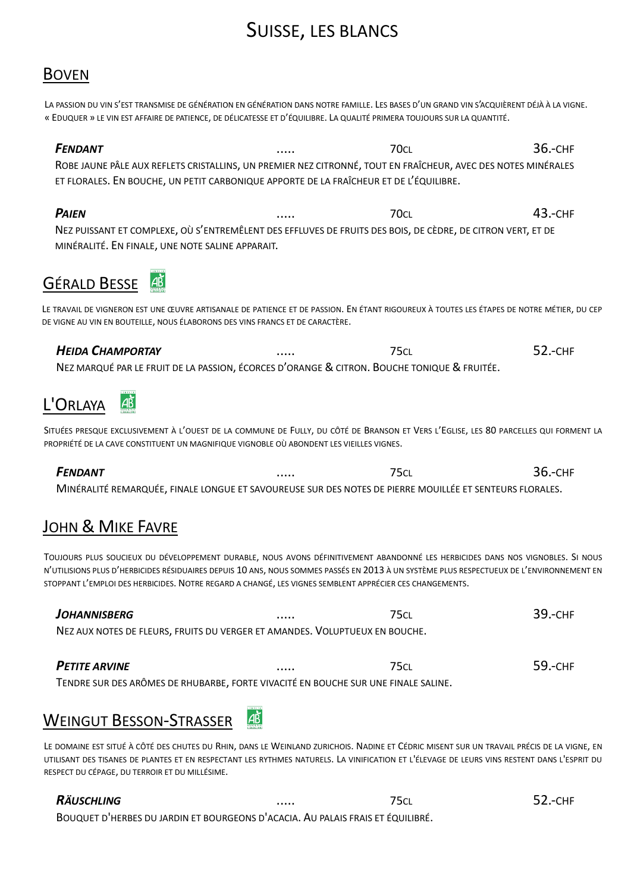# Suisse, les blancs

## Boven

La passion du vin s'est transmise de génération en génération dans notre famille. Les bases d'un grand vin s'acquièrent déjà à la vigne. « Eduquer » le vin est affaire de patience, de délicatesse et d'équilibre. La qualité primera toujours sur la quantité.

| | | | |
|---|---|---|---|
| ***Fendant*** | ..... | 70cl | 36.-CHF |

Robe jaune pâle aux reflets cristallins, un premier nez citronné, tout en fraîcheur, avec des notes minérales et florales. En bouche, un petit carbonique apporte de la fraîcheur et de l'équilibre.

| | | | |
|---|---|---|---|
| ***Paien*** | ..... | 70cl | 43.-CHF |

Nez puissant et complexe, où s'entremêlent des effluves de fruits des bois, de cèdre, de citron vert, et de minéralité. En finale, une note saline apparait.

## Gérald Besse

Le travail de vigneron est une œuvre artisanale de patience et de passion. En étant rigoureux à toutes les étapes de notre métier, du cep de vigne au vin en bouteille, nous élaborons des vins francs et de caractère.

| | | | |
|---|---|---|---|
| ***Heida Champortay*** | ..... | 75cl | 52.-CHF |

Nez marqué par le fruit de la passion, écorces d'orange & citron. Bouche tonique & fruitée.

## L'Orlaya

Situées presque exclusivement à l'ouest de la commune de Fully, du côté de Branson et Vers l'Eglise, les 80 parcelles qui forment la propriété de la cave constituent un magnifique vignoble où abondent les vieilles vignes.

| | | | |
|---|---|---|---|
| ***Fendant*** | ..... | 75cl | 36.-CHF |

Minéralité remarquée, finale longue et savoureuse sur des notes de pierre mouillée et senteurs florales.

## John & Mike Favre

Toujours plus soucieux du développement durable, nous avons définitivement abandonné les herbicides dans nos vignobles. Si nous n'utilisions plus d'herbicides résiduaires depuis 10 ans, nous sommes passés en 2013 à un système plus respectueux de l'environnement en stoppant l'emploi des herbicides. Notre regard a changé, les vignes semblent apprécier ces changements.

| | | | |
|---|---|---|---|
| ***Johannisberg*** | ..... | 75cl | 39.-CHF |

Nez aux notes de fleurs, fruits du verger et amandes. Voluptueux en bouche.

| | | | |
|---|---|---|---|
| ***Petite Arvine*** | ..... | 75cl | 59.-CHF |

Tendre sur des arômes de rhubarbe, forte vivacité en bouche sur une finale saline.

## Weingut Besson-Strasser

Le domaine est situé à côté des chutes du Rhin, dans le Weinland zurichois. Nadine et Cédric misent sur un travail précis de la vigne, en utilisant des tisanes de plantes et en respectant les rythmes naturels. La vinification et l'élevage de leurs vins restent dans l'esprit du respect du cépage, du terroir et du millésime.

| | | | |
|---|---|---|---|
| ***Räuschling*** | ..... | 75cl | 52.-CHF |

Bouquet d'herbes du jardin et bourgeons d'acacia. Au palais frais et équilibré.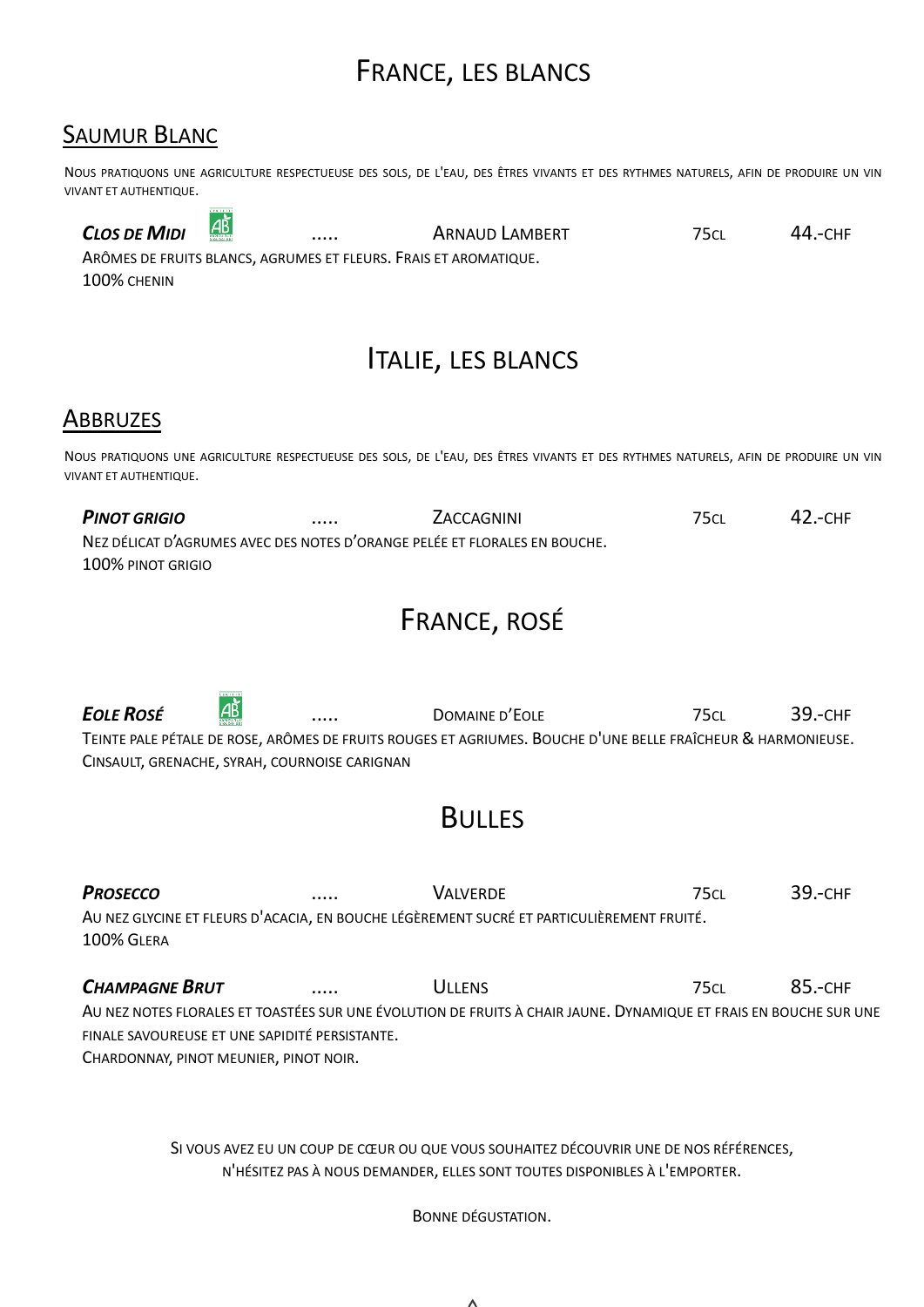# France, les blancs

## Saumur Blanc

Nous pratiquons une agriculture respectueuse des sols, de l'eau, des êtres vivants et des rythmes naturels, afin de produire un vin vivant et authentique.

***Clos de Midi*** ..... Arnaud Lambert 75cl 44.-CHF

Arômes de fruits blancs, agrumes et fleurs. Frais et aromatique.

100% Chenin

# Italie, les blancs

## Abbruzes

Nous pratiquons une agriculture respectueuse des sols, de l'eau, des êtres vivants et des rythmes naturels, afin de produire un vin vivant et authentique.

***Pinot Grigio*** ..... Zaccagnini 75cl 42.-CHF

Nez délicat d'agrumes avec des notes d'orange pelée et florales en bouche.

100% Pinot Grigio

# France, rosé

***Eole Rosé*** ..... Domaine d'Eole 75cl 39.-CHF

Teinte pale pétale de rose, arômes de fruits rouges et agriumes. Bouche d'une belle fraîcheur & harmonieuse.

Cinsault, Grenache, Syrah, Cournoise Carignan

# Bulles

***Prosecco*** ..... Valverde 75cl 39.-CHF

Au nez glycine et fleurs d'acacia, en bouche légèrement sucré et particulièrement fruité.

100% Glera

***Champagne Brut*** ..... Ullens 75cl 85.-CHF

Au nez notes florales et toastées sur une évolution de fruits à chair jaune. Dynamique et frais en bouche sur une finale savoureuse et une sapidité persistante.

Chardonnay, Pinot Meunier, Pinot Noir.

Si vous avez eu un coup de cœur ou que vous souhaitez découvrir une de nos références, n'hésitez pas à nous demander, elles sont toutes disponibles à l'emporter.

Bonne dégustation.